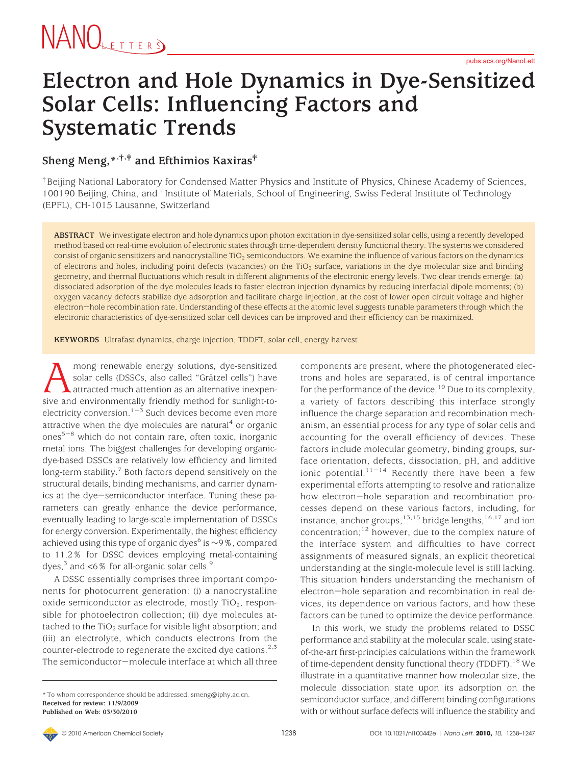# Electron and Hole Dynamics in Dye-Sensitized Solar Cells: Influencing Factors and Systematic Trends

**Sheng Meng,*[†,‡] and Efthimios Kaxiras[‡]**

[†] Beijing National Laboratory for Condensed Matter Physics and Institute of Physics, Chinese Academy of Sciences, 100190 Beijing, China, and [‡] Institute of Materials, School of Engineering, Swiss Federal Institute of Technology (EPFL), CH-1015 Lausanne, Switzerland

**ABSTRACT** We investigate electron and hole dynamics upon photon excitation in dye-sensitized solar cells, using a recently developed method based on real-time evolution of electronic states through time-dependent density functional theory. The systems we considered consist of organic sensitizers and nanocrystalline $TiO_2$ semiconductors. We examine the influence of various factors on the dynamics of electrons and holes, including point defects (vacancies) on the $TiO_2$ surface, variations in the dye molecular size and binding geometry, and thermal fluctuations which result in different alignments of the electronic energy levels. Two clear trends emerge: (a) dissociated adsorption of the dye molecules leads to faster electron injection dynamics by reducing interfacial dipole moments; (b) oxygen vacancy defects stabilize dye adsorption and facilitate charge injection, at the cost of lower open circuit voltage and higher electron−hole recombination rate. Understanding of these effects at the atomic level suggests tunable parameters through which the electronic characteristics of dye-sensitized solar cell devices can be improved and their efficiency can be maximized.

**KEYWORDS** Ultrafast dynamics, charge injection, TDDFT, solar cell, energy harvest

Among renewable energy solutions, dye-sensitized solar cells (DSSCs, also called "Grätzel cells") have attracted much attention as an alternative inexpensive and environmentally friendly method for sunlight-to-electricity conversion.[1−3] Such devices become even more attractive when the dye molecules are natural[4] or organic ones[5−8] which do not contain rare, often toxic, inorganic metal ions. The biggest challenges for developing organic-dye-based DSSCs are relatively low efficiency and limited long-term stability.[7] Both factors depend sensitively on the structural details, binding mechanisms, and carrier dynamics at the dye−semiconductor interface. Tuning these parameters can greatly enhance the device performance, eventually leading to large-scale implementation of DSSCs for energy conversion. Experimentally, the highest efficiency achieved using this type of organic dyes[6] is ~9%, compared to 11.2% for DSSC devices employing metal-containing dyes,[3] and <6% for all-organic solar cells.[9]

A DSSC essentially comprises three important components for photocurrent generation: (i) a nanocrystalline oxide semiconductor as electrode, mostly $TiO_2$, responsible for photoelectron collection; (ii) dye molecules attached to the $TiO_2$ surface for visible light absorption; and (iii) an electrolyte, which conducts electrons from the counter-electrode to regenerate the excited dye cations.[2,3] The semiconductor−molecule interface at which all three components are present, where the photogenerated electrons and holes are separated, is of central importance for the performance of the device.[10] Due to its complexity, a variety of factors describing this interface strongly influence the charge separation and recombination mechanism, an essential process for any type of solar cells and accounting for the overall efficiency of devices. These factors include molecular geometry, binding groups, surface orientation, defects, dissociation, pH, and additive ionic potential.[11−14] Recently there have been a few experimental efforts attempting to resolve and rationalize how electron−hole separation and recombination processes depend on these various factors, including, for instance, anchor groups,[13,15] bridge lengths,[16,17] and ion concentration;[12] however, due to the complex nature of the interface system and difficulties to have correct assignments of measured signals, an explicit theoretical understanding at the single-molecule level is still lacking. This situation hinders understanding the mechanism of electron−hole separation and recombination in real devices, its dependence on various factors, and how these factors can be tuned to optimize the device performance.

In this work, we study the problems related to DSSC performance and stability at the molecular scale, using state-of-the-art first-principles calculations within the framework of time-dependent density functional theory (TDDFT).[18] We illustrate in a quantitative manner how molecular size, the molecule dissociation state upon its adsorption on the semiconductor surface, and different binding configurations with or without surface defects will influence the stability and

* To whom correspondence should be addressed, smeng@iphy.ac.cn.
**Received for review: 11/9/2009**
**Published on Web: 03/30/2010**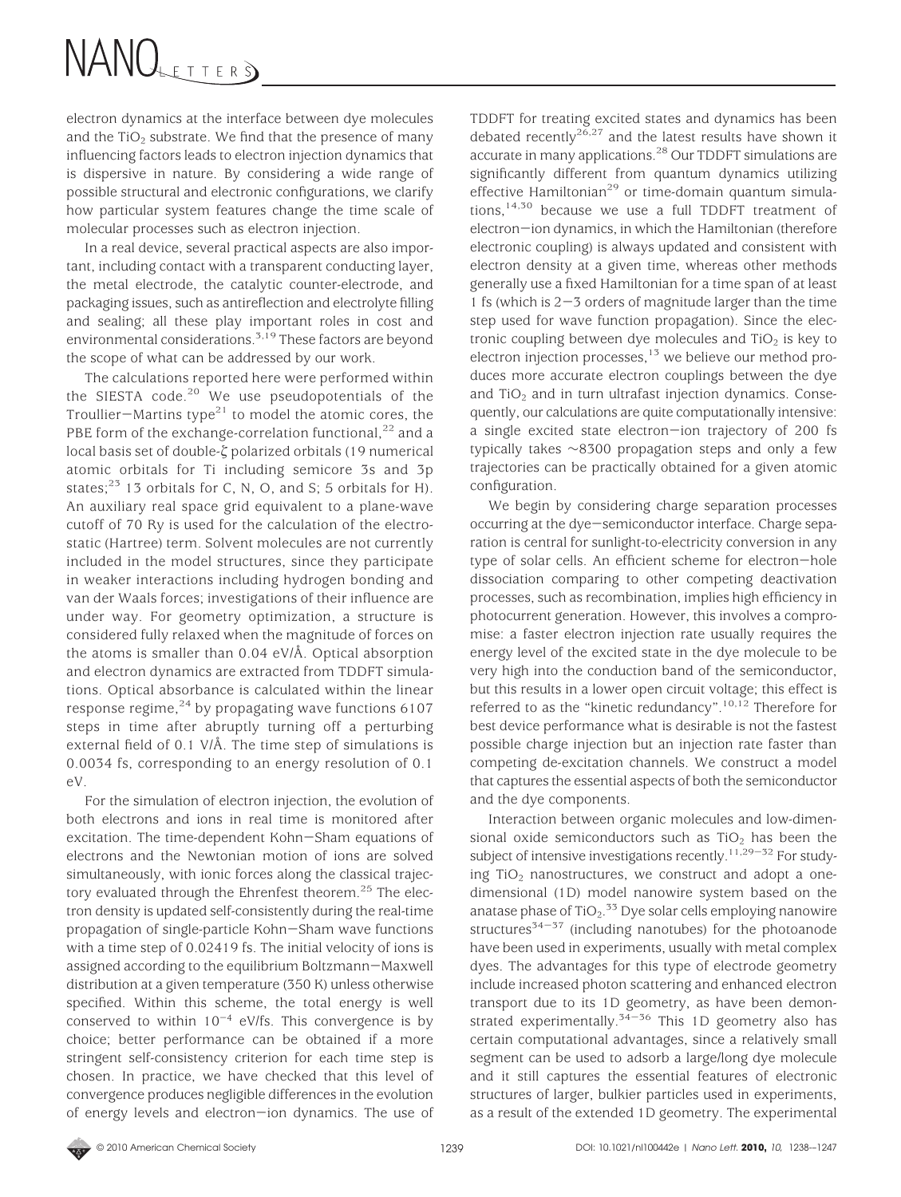electron dynamics at the interface between dye molecules and the $TiO_2$ substrate. We find that the presence of many influencing factors leads to electron injection dynamics that is dispersive in nature. By considering a wide range of possible structural and electronic configurations, we clarify how particular system features change the time scale of molecular processes such as electron injection.

In a real device, several practical aspects are also important, including contact with a transparent conducting layer, the metal electrode, the catalytic counter-electrode, and packaging issues, such as antireflection and electrolyte filling and sealing; all these play important roles in cost and environmental considerations.[3,19] These factors are beyond the scope of what can be addressed by our work.

The calculations reported here were performed within the SIESTA code.[20] We use pseudopotentials of the Troullier−Martins type[21] to model the atomic cores, the PBE form of the exchange-correlation functional,[22] and a local basis set of double-ζ polarized orbitals (19 numerical atomic orbitals for Ti including semicore 3s and 3p states;[23] 13 orbitals for C, N, O, and S; 5 orbitals for H). An auxiliary real space grid equivalent to a plane-wave cutoff of 70 Ry is used for the calculation of the electrostatic (Hartree) term. Solvent molecules are not currently included in the model structures, since they participate in weaker interactions including hydrogen bonding and van der Waals forces; investigations of their influence are under way. For geometry optimization, a structure is considered fully relaxed when the magnitude of forces on the atoms is smaller than 0.04 eV/Å. Optical absorption and electron dynamics are extracted from TDDFT simulations. Optical absorbance is calculated within the linear response regime,[24] by propagating wave functions 6107 steps in time after abruptly turning off a perturbing external field of 0.1 V/Å. The time step of simulations is 0.0034 fs, corresponding to an energy resolution of 0.1 eV.

For the simulation of electron injection, the evolution of both electrons and ions in real time is monitored after excitation. The time-dependent Kohn−Sham equations of electrons and the Newtonian motion of ions are solved simultaneously, with ionic forces along the classical trajectory evaluated through the Ehrenfest theorem.[25] The electron density is updated self-consistently during the real-time propagation of single-particle Kohn−Sham wave functions with a time step of 0.02419 fs. The initial velocity of ions is assigned according to the equilibrium Boltzmann−Maxwell distribution at a given temperature (350 K) unless otherwise specified. Within this scheme, the total energy is well conserved to within $10^{-4}$ eV/fs. This convergence is by choice; better performance can be obtained if a more stringent self-consistency criterion for each time step is chosen. In practice, we have checked that this level of convergence produces negligible differences in the evolution of energy levels and electron−ion dynamics. The use of TDDFT for treating excited states and dynamics has been debated recently[26,27] and the latest results have shown it accurate in many applications.[28] Our TDDFT simulations are significantly different from quantum dynamics utilizing effective Hamiltonian[29] or time-domain quantum simulations,[14,30] because we use a full TDDFT treatment of electron−ion dynamics, in which the Hamiltonian (therefore electronic coupling) is always updated and consistent with electron density at a given time, whereas other methods generally use a fixed Hamiltonian for a time span of at least 1 fs (which is 2−3 orders of magnitude larger than the time step used for wave function propagation). Since the electronic coupling between dye molecules and $TiO_2$ is key to electron injection processes,[13] we believe our method produces more accurate electron couplings between the dye and $TiO_2$ and in turn ultrafast injection dynamics. Consequently, our calculations are quite computationally intensive: a single excited state electron−ion trajectory of 200 fs typically takes ∼8300 propagation steps and only a few trajectories can be practically obtained for a given atomic configuration.

We begin by considering charge separation processes occurring at the dye−semiconductor interface. Charge separation is central for sunlight-to-electricity conversion in any type of solar cells. An efficient scheme for electron−hole dissociation comparing to other competing deactivation processes, such as recombination, implies high efficiency in photocurrent generation. However, this involves a compromise: a faster electron injection rate usually requires the energy level of the excited state in the dye molecule to be very high into the conduction band of the semiconductor, but this results in a lower open circuit voltage; this effect is referred to as the "kinetic redundancy".[10,12] Therefore for best device performance what is desirable is not the fastest possible charge injection but an injection rate faster than competing de-excitation channels. We construct a model that captures the essential aspects of both the semiconductor and the dye components.

Interaction between organic molecules and low-dimensional oxide semiconductors such as $TiO_2$ has been the subject of intensive investigations recently.[11,29−32] For studying $TiO_2$ nanostructures, we construct and adopt a one-dimensional (1D) model nanowire system based on the anatase phase of $TiO_2$.[33] Dye solar cells employing nanowire structures[34−37] (including nanotubes) for the photoanode have been used in experiments, usually with metal complex dyes. The advantages for this type of electrode geometry include increased photon scattering and enhanced electron transport due to its 1D geometry, as have been demonstrated experimentally.[34−36] This 1D geometry also has certain computational advantages, since a relatively small segment can be used to adsorb a large/long dye molecule and it still captures the essential features of electronic structures of larger, bulkier particles used in experiments, as a result of the extended 1D geometry. The experimental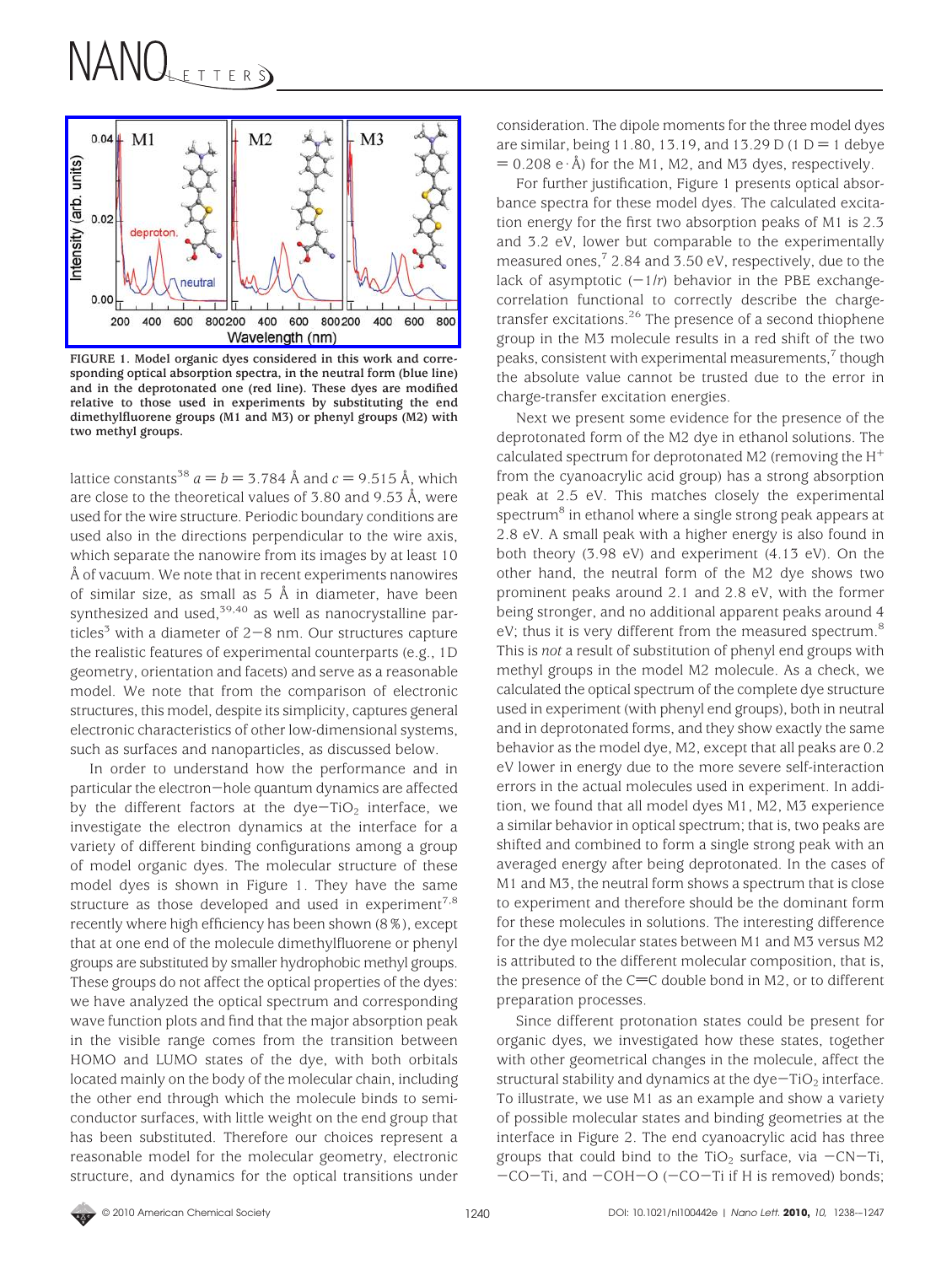FIGURE 1. Model organic dyes considered in this work and corresponding optical absorption spectra, in the neutral form (blue line) and in the deprotonated one (red line). These dyes are modified relative to those used in experiments by substituting the end dimethylfluorene groups (M1 and M3) or phenyl groups (M2) with two methyl groups.

lattice constants[38] $a = b = 3.784$ Å and $c = 9.515$ Å, which are close to the theoretical values of 3.80 and 9.53 Å, were used for the wire structure. Periodic boundary conditions are used also in the directions perpendicular to the wire axis, which separate the nanowire from its images by at least 10 Å of vacuum. We note that in recent experiments nanowires of similar size, as small as 5 Å in diameter, have been synthesized and used,[39,40] as well as nanocrystalline particles[3] with a diameter of 2−8 nm. Our structures capture the realistic features of experimental counterparts (e.g., 1D geometry, orientation and facets) and serve as a reasonable model. We note that from the comparison of electronic structures, this model, despite its simplicity, captures general electronic characteristics of other low-dimensional systems, such as surfaces and nanoparticles, as discussed below.

In order to understand how the performance and in particular the electron−hole quantum dynamics are affected by the different factors at the dye−$TiO_2$ interface, we investigate the electron dynamics at the interface for a variety of different binding configurations among a group of model organic dyes. The molecular structure of these model dyes is shown in Figure 1. They have the same structure as those developed and used in experiment[7,8] recently where high efficiency has been shown (8%), except that at one end of the molecule dimethylfluorene or phenyl groups are substituted by smaller hydrophobic methyl groups. These groups do not affect the optical properties of the dyes: we have analyzed the optical spectrum and corresponding wave function plots and find that the major absorption peak in the visible range comes from the transition between HOMO and LUMO states of the dye, with both orbitals located mainly on the body of the molecular chain, including the other end through which the molecule binds to semiconductor surfaces, with little weight on the end group that has been substituted. Therefore our choices represent a reasonable model for the molecular geometry, electronic structure, and dynamics for the optical transitions under consideration. The dipole moments for the three model dyes are similar, being 11.80, 13.19, and 13.29 D (1 D = 1 debye = 0.208 e·Å) for the M1, M2, and M3 dyes, respectively.

For further justification, Figure 1 presents optical absorbance spectra for these model dyes. The calculated excitation energy for the first two absorption peaks of M1 is 2.3 and 3.2 eV, lower but comparable to the experimentally measured ones,[7] 2.84 and 3.50 eV, respectively, due to the lack of asymptotic ($-1/r$) behavior in the PBE exchange-correlation functional to correctly describe the charge-transfer excitations.[26] The presence of a second thiophene group in the M3 molecule results in a red shift of the two peaks, consistent with experimental measurements,[7] though the absolute value cannot be trusted due to the error in charge-transfer excitation energies.

Next we present some evidence for the presence of the deprotonated form of the M2 dye in ethanol solutions. The calculated spectrum for deprotonated M2 (removing the $H^+$ from the cyanoacrylic acid group) has a strong absorption peak at 2.5 eV. This matches closely the experimental spectrum[8] in ethanol where a single strong peak appears at 2.8 eV. A small peak with a higher energy is also found in both theory (3.98 eV) and experiment (4.13 eV). On the other hand, the neutral form of the M2 dye shows two prominent peaks around 2.1 and 2.8 eV, with the former being stronger, and no additional apparent peaks around 4 eV; thus it is very different from the measured spectrum.[8] This is *not* a result of substitution of phenyl end groups with methyl groups in the model M2 molecule. As a check, we calculated the optical spectrum of the complete dye structure used in experiment (with phenyl end groups), both in neutral and in deprotonated forms, and they show exactly the same behavior as the model dye, M2, except that all peaks are 0.2 eV lower in energy due to the more severe self-interaction errors in the actual molecules used in experiment. In addition, we found that all model dyes M1, M2, M3 experience a similar behavior in optical spectrum; that is, two peaks are shifted and combined to form a single strong peak with an averaged energy after being deprotonated. In the cases of M1 and M3, the neutral form shows a spectrum that is close to experiment and therefore should be the dominant form for these molecules in solutions. The interesting difference for the dye molecular states between M1 and M3 versus M2 is attributed to the different molecular composition, that is, the presence of the C=C double bond in M2, or to different preparation processes.

Since different protonation states could be present for organic dyes, we investigated how these states, together with other geometrical changes in the molecule, affect the structural stability and dynamics at the dye−$TiO_2$ interface. To illustrate, we use M1 as an example and show a variety of possible molecular states and binding geometries at the interface in Figure 2. The end cyanoacrylic acid has three groups that could bind to the $TiO_2$ surface, via −CN−Ti, −CO−Ti, and −COH−O (−CO−Ti if H is removed) bonds;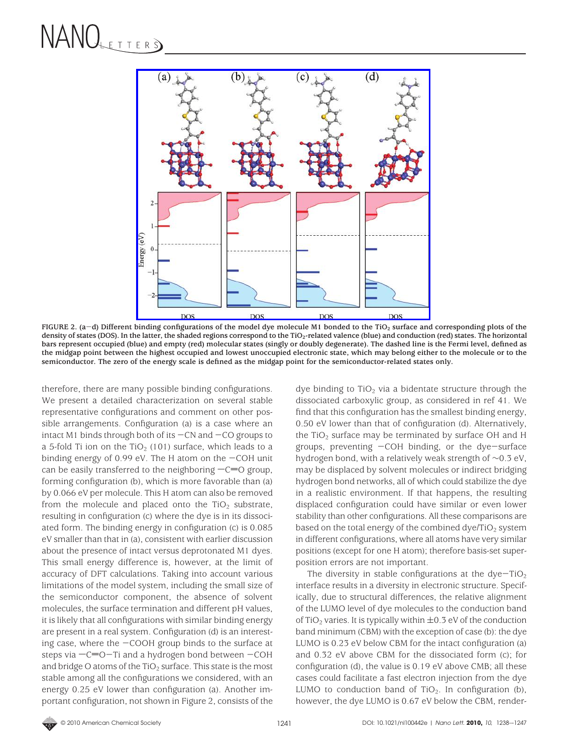FIGURE 2. (a−d) Different binding configurations of the model dye molecule M1 bonded to the $TiO_2$ surface and corresponding plots of the density of states (DOS). In the latter, the shaded regions correspond to the $TiO_2$-related valence (blue) and conduction (red) states. The horizontal bars represent occupied (blue) and empty (red) molecular states (singly or doubly degenerate). The dashed line is the Fermi level, defined as the midgap point between the highest occupied and lowest unoccupied electronic state, which may belong either to the molecule or to the semiconductor. The zero of the energy scale is defined as the midgap point for the semiconductor-related states only.

therefore, there are many possible binding configurations. We present a detailed characterization on several stable representative configurations and comment on other possible arrangements. Configuration (a) is a case where an intact M1 binds through both of its −CN and −CO groups to a 5-fold Ti ion on the $TiO_2$ (101) surface, which leads to a binding energy of 0.99 eV. The H atom on the −COH unit can be easily transferred to the neighboring −C=O group, forming configuration (b), which is more favorable than (a) by 0.066 eV per molecule. This H atom can also be removed from the molecule and placed onto the $TiO_2$ substrate, resulting in configuration (c) where the dye is in its dissociated form. The binding energy in configuration (c) is 0.085 eV smaller than that in (a), consistent with earlier discussion about the presence of intact versus deprotonated M1 dyes. This small energy difference is, however, at the limit of accuracy of DFT calculations. Taking into account various limitations of the model system, including the small size of the semiconductor component, the absence of solvent molecules, the surface termination and different pH values, it is likely that all configurations with similar binding energy are present in a real system. Configuration (d) is an interesting case, where the −COOH group binds to the surface at steps via −C=O−Ti and a hydrogen bond between −COH and bridge O atoms of the $TiO_2$ surface. This state is the most stable among all the configurations we considered, with an energy 0.25 eV lower than configuration (a). Another important configuration, not shown in Figure 2, consists of the dye binding to $TiO_2$ via a bidentate structure through the dissociated carboxylic group, as considered in ref 41. We find that this configuration has the smallest binding energy, 0.50 eV lower than that of configuration (d). Alternatively, the $TiO_2$ surface may be terminated by surface OH and H groups, preventing −COH binding, or the dye−surface hydrogen bond, with a relatively weak strength of ~0.3 eV, may be displaced by solvent molecules or indirect bridging hydrogen bond networks, all of which could stabilize the dye in a realistic environment. If that happens, the resulting displaced configuration could have similar or even lower stability than other configurations. All these comparisons are based on the total energy of the combined dye/$TiO_2$ system in different configurations, where all atoms have very similar positions (except for one H atom); therefore basis-set superposition errors are not important.

The diversity in stable configurations at the dye−$TiO_2$ interface results in a diversity in electronic structure. Specifically, due to structural differences, the relative alignment of the LUMO level of dye molecules to the conduction band of $TiO_2$ varies. It is typically within ±0.3 eV of the conduction band minimum (CBM) with the exception of case (b): the dye LUMO is 0.23 eV below CBM for the intact configuration (a) and 0.32 eV above CBM for the dissociated form (c); for configuration (d), the value is 0.19 eV above CMB; all these cases could facilitate a fast electron injection from the dye LUMO to conduction band of $TiO_2$. In configuration (b), however, the dye LUMO is 0.67 eV below the CBM, render-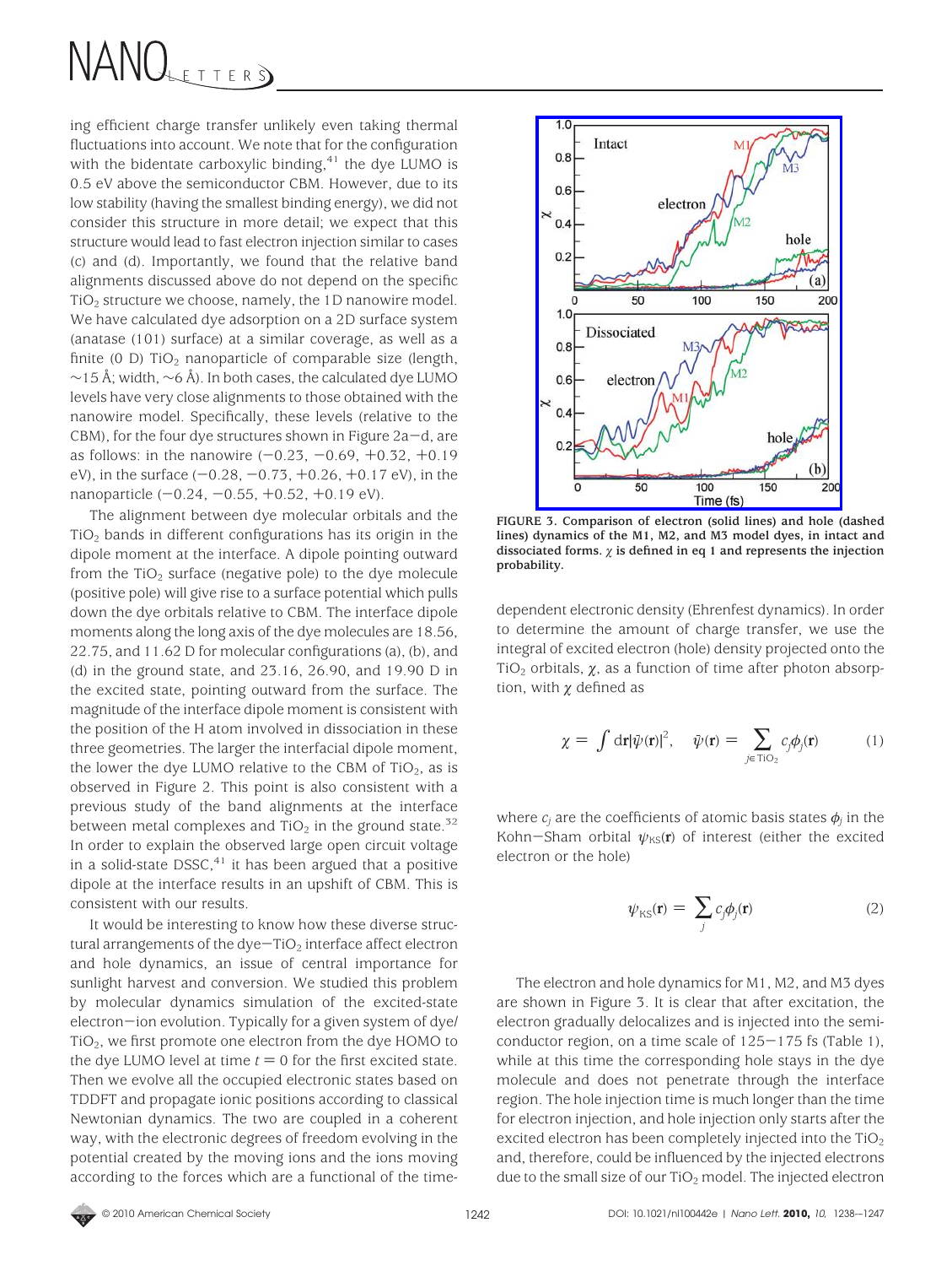ing efficient charge transfer unlikely even taking thermal fluctuations into account. We note that for the configuration with the bidentate carboxylic binding,[41] the dye LUMO is 0.5 eV above the semiconductor CBM. However, due to its low stability (having the smallest binding energy), we did not consider this structure in more detail; we expect that this structure would lead to fast electron injection similar to cases (c) and (d). Importantly, we found that the relative band alignments discussed above do not depend on the specific $TiO_2$ structure we choose, namely, the 1D nanowire model. We have calculated dye adsorption on a 2D surface system (anatase (101) surface) at a similar coverage, as well as a finite (0 D) $TiO_2$ nanoparticle of comparable size (length, ~15 Å; width, ~6 Å). In both cases, the calculated dye LUMO levels have very close alignments to those obtained with the nanowire model. Specifically, these levels (relative to the CBM), for the four dye structures shown in Figure 2a−d, are as follows: in the nanowire (−0.23, −0.69, +0.32, +0.19 eV), in the surface (−0.28, −0.73, +0.26, +0.17 eV), in the nanoparticle (−0.24, −0.55, +0.52, +0.19 eV).

The alignment between dye molecular orbitals and the $TiO_2$ bands in different configurations has its origin in the dipole moment at the interface. A dipole pointing outward from the $TiO_2$ surface (negative pole) to the dye molecule (positive pole) will give rise to a surface potential which pulls down the dye orbitals relative to CBM. The interface dipole moments along the long axis of the dye molecules are 18.56, 22.75, and 11.62 D for molecular configurations (a), (b), and (d) in the ground state, and 23.16, 26.90, and 19.90 D in the excited state, pointing outward from the surface. The magnitude of the interface dipole moment is consistent with the position of the H atom involved in dissociation in these three geometries. The larger the interfacial dipole moment, the lower the dye LUMO relative to the CBM of $TiO_2$, as is observed in Figure 2. This point is also consistent with a previous study of the band alignments at the interface between metal complexes and $TiO_2$ in the ground state.[32] In order to explain the observed large open circuit voltage in a solid-state DSSC,[41] it has been argued that a positive dipole at the interface results in an upshift of CBM. This is consistent with our results.

It would be interesting to know how these diverse structural arrangements of the dye−$TiO_2$ interface affect electron and hole dynamics, an issue of central importance for sunlight harvest and conversion. We studied this problem by molecular dynamics simulation of the excited-state electron−ion evolution. Typically for a given system of dye/$TiO_2$, we first promote one electron from the dye HOMO to the dye LUMO level at time $t = 0$ for the first excited state. Then we evolve all the occupied electronic states based on TDDFT and propagate ionic positions according to classical Newtonian dynamics. The two are coupled in a coherent way, with the electronic degrees of freedom evolving in the potential created by the moving ions and the ions moving according to the forces which are a functional of the time-dependent electronic density (Ehrenfest dynamics). In order to determine the amount of charge transfer, we use the integral of excited electron (hole) density projected onto the $TiO_2$ orbitals, $\chi$, as a function of time after photon absorption, with $\chi$ defined as

$$\chi = \int \mathrm{d}\mathbf{r}|\bar{\psi}(\mathbf{r})|^2, \quad \bar{\psi}(\mathbf{r}) = \sum_{j \in \mathrm{TiO_2}} c_j \phi_j(\mathbf{r}) \qquad (1)$$

where $c_j$ are the coefficients of atomic basis states $\phi_j$ in the Kohn−Sham orbital $\psi_{\mathrm{KS}}(\mathbf{r})$ of interest (either the excited electron or the hole)

$$\psi_{\mathrm{KS}}(\mathbf{r}) = \sum_j c_j \phi_j(\mathbf{r}) \qquad (2)$$

FIGURE 3. Comparison of electron (solid lines) and hole (dashed lines) dynamics of the M1, M2, and M3 model dyes, in intact and dissociated forms. $\chi$ is defined in eq 1 and represents the injection probability.

The electron and hole dynamics for M1, M2, and M3 dyes are shown in Figure 3. It is clear that after excitation, the electron gradually delocalizes and is injected into the semiconductor region, on a time scale of 125−175 fs (Table 1), while at this time the corresponding hole stays in the dye molecule and does not penetrate through the interface region. The hole injection time is much longer than the time for electron injection, and hole injection only starts after the excited electron has been completely injected into the $TiO_2$ and, therefore, could be influenced by the injected electrons due to the small size of our $TiO_2$ model. The injected electron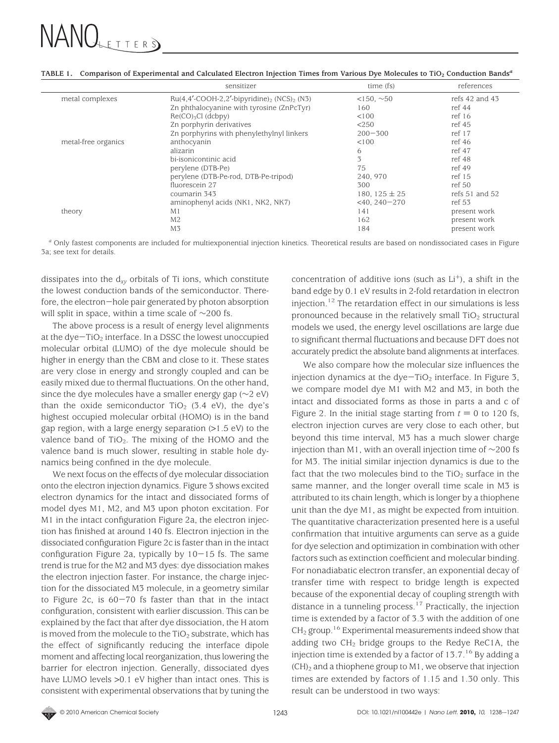**TABLE 1. Comparison of Experimental and Calculated Electron Injection Times from Various Dye Molecules to $TiO_2$ Conduction Bands[a]**

| | sensitizer | time (fs) | references |
|---|---|---|---|
| metal complexes | Ru(4,4′-COOH-2,2′-bipyridine)$_2$ (NCS)$_2$ (N3) | <150, ∼50 | refs 42 and 43 |
| | Zn phthalocyanine with tyrosine (ZnPcTyr) | 160 | ref 44 |
| | Re(CO)$_3$Cl (dcbpy) | <100 | ref 16 |
| | Zn porphyrin derivatives | <250 | ref 45 |
| | Zn porphyrins with phenylethylnyl linkers | 200−300 | ref 17 |
| metal-free organics | anthocyanin | <100 | ref 46 |
| | alizarin | 6 | ref 47 |
| | bi-isonicontinic acid | 3 | ref 48 |
| | perylene (DTB-Pe) | 75 | ref 49 |
| | perylene (DTB-Pe-rod, DTB-Pe-tripod) | 240, 970 | ref 15 |
| | fluorescein 27 | 300 | ref 50 |
| | coumarin 343 | 180, 125 ± 25 | refs 51 and 52 |
| | aminophenyl acids (NK1, NK2, NK7) | <40, 240−270 | ref 53 |
| theory | M1 | 141 | present work |
| | M2 | 162 | present work |
| | M3 | 184 | present work |

[a] Only fastest components are included for multiexponential injection kinetics. Theoretical results are based on nondissociated cases in Figure 3a; see text for details.

dissipates into the $d_{xy}$ orbitals of Ti ions, which constitute the lowest conduction bands of the semiconductor. Therefore, the electron−hole pair generated by photon absorption will split in space, within a time scale of ∼200 fs.

The above process is a result of energy level alignments at the dye−$TiO_2$ interface. In a DSSC the lowest unoccupied molecular orbital (LUMO) of the dye molecule should be higher in energy than the CBM and close to it. These states are very close in energy and strongly coupled and can be easily mixed due to thermal fluctuations. On the other hand, since the dye molecules have a smaller energy gap (∼2 eV) than the oxide semiconductor $TiO_2$ (3.4 eV), the dye's highest occupied molecular orbital (HOMO) is in the band gap region, with a large energy separation (>1.5 eV) to the valence band of $TiO_2$. The mixing of the HOMO and the valence band is much slower, resulting in stable hole dynamics being confined in the dye molecule.

We next focus on the effects of dye molecular dissociation onto the electron injection dynamics. Figure 3 shows excited electron dynamics for the intact and dissociated forms of model dyes M1, M2, and M3 upon photon excitation. For M1 in the intact configuration Figure 2a, the electron injection has finished at around 140 fs. Electron injection in the dissociated configuration Figure 2c is faster than in the intact configuration Figure 2a, typically by 10−15 fs. The same trend is true for the M2 and M3 dyes: dye dissociation makes the electron injection faster. For instance, the charge injection for the dissociated M3 molecule, in a geometry similar to Figure 2c, is 60−70 fs faster than that in the intact configuration, consistent with earlier discussion. This can be explained by the fact that after dye dissociation, the H atom is moved from the molecule to the $TiO_2$ substrate, which has the effect of significantly reducing the interface dipole moment and affecting local reorganization, thus lowering the barrier for electron injection. Generally, dissociated dyes have LUMO levels >0.1 eV higher than intact ones. This is consistent with experimental observations that by tuning the concentration of additive ions (such as $Li^+$), a shift in the band edge by 0.1 eV results in 2-fold retardation in electron injection.[12] The retardation effect in our simulations is less pronounced because in the relatively small $TiO_2$ structural models we used, the energy level oscillations are large due to significant thermal fluctuations and because DFT does not accurately predict the absolute band alignments at interfaces.

We also compare how the molecular size influences the injection dynamics at the dye−$TiO_2$ interface. In Figure 3, we compare model dye M1 with M2 and M3, in both the intact and dissociated forms as those in parts a and c of Figure 2. In the initial stage starting from $t = 0$ to 120 fs, electron injection curves are very close to each other, but beyond this time interval, M3 has a much slower charge injection than M1, with an overall injection time of ∼200 fs for M3. The initial similar injection dynamics is due to the fact that the two molecules bind to the $TiO_2$ surface in the same manner, and the longer overall time scale in M3 is attributed to its chain length, which is longer by a thiophene unit than the dye M1, as might be expected from intuition. The quantitative characterization presented here is a useful confirmation that intuitive arguments can serve as a guide for dye selection and optimization in combination with other factors such as extinction coefficient and molecular binding. For nonadiabatic electron transfer, an exponential decay of transfer time with respect to bridge length is expected because of the exponential decay of coupling strength with distance in a tunneling process.[17] Practically, the injection time is extended by a factor of 3.3 with the addition of one $CH_2$ group.[16] Experimental measurements indeed show that adding two $CH_2$ bridge groups to the Redye ReC1A, the injection time is extended by a factor of 13.7.[16] By adding a $(CH)_2$ and a thiophene group to M1, we observe that injection times are extended by factors of 1.15 and 1.30 only. This result can be understood in two ways: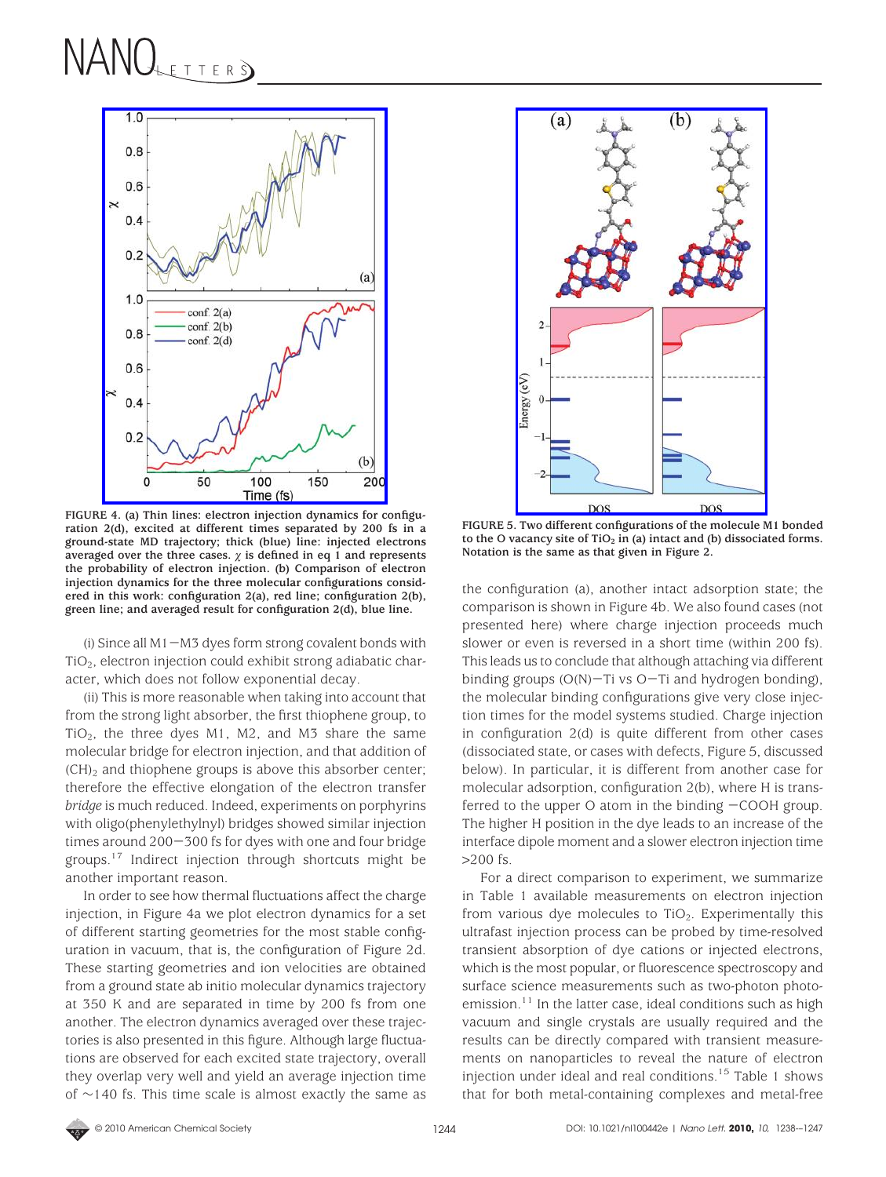FIGURE 4. (a) Thin lines: electron injection dynamics for configuration 2(d), excited at different times separated by 200 fs in a ground-state MD trajectory; thick (blue) line: injected electrons averaged over the three cases. $\chi$ is defined in eq 1 and represents the probability of electron injection. (b) Comparison of electron injection dynamics for the three molecular configurations considered in this work: configuration 2(a), red line; configuration 2(b), green line; and averaged result for configuration 2(d), blue line.

(i) Since all M1−M3 dyes form strong covalent bonds with $TiO_2$, electron injection could exhibit strong adiabatic character, which does not follow exponential decay.

(ii) This is more reasonable when taking into account that from the strong light absorber, the first thiophene group, to $TiO_2$, the three dyes M1, M2, and M3 share the same molecular bridge for electron injection, and that addition of $(CH)_2$ and thiophene groups is above this absorber center; therefore the effective elongation of the electron transfer *bridge* is much reduced. Indeed, experiments on porphyrins with oligo(phenylethylnyl) bridges showed similar injection times around 200−300 fs for dyes with one and four bridge groups.[17] Indirect injection through shortcuts might be another important reason.

In order to see how thermal fluctuations affect the charge injection, in Figure 4a we plot electron dynamics for a set of different starting geometries for the most stable configuration in vacuum, that is, the configuration of Figure 2d. These starting geometries and ion velocities are obtained from a ground state ab initio molecular dynamics trajectory at 350 K and are separated in time by 200 fs from one another. The electron dynamics averaged over these trajectories is also presented in this figure. Although large fluctuations are observed for each excited state trajectory, overall they overlap very well and yield an average injection time of ~140 fs. This time scale is almost exactly the same as the configuration (a), another intact adsorption state; the comparison is shown in Figure 4b. We also found cases (not presented here) where charge injection proceeds much slower or even is reversed in a short time (within 200 fs). This leads us to conclude that although attaching via different binding groups (O(N)−Ti vs O−Ti and hydrogen bonding), the molecular binding configurations give very close injection times for the model systems studied. Charge injection in configuration 2(d) is quite different from other cases (dissociated state, or cases with defects, Figure 5, discussed below). In particular, it is different from another case for molecular adsorption, configuration 2(b), where H is transferred to the upper O atom in the binding −COOH group. The higher H position in the dye leads to an increase of the interface dipole moment and a slower electron injection time >200 fs.

FIGURE 5. Two different configurations of the molecule M1 bonded to the O vacancy site of $TiO_2$ in (a) intact and (b) dissociated forms. Notation is the same as that given in Figure 2.

For a direct comparison to experiment, we summarize in Table 1 available measurements on electron injection from various dye molecules to $TiO_2$. Experimentally this ultrafast injection process can be probed by time-resolved transient absorption of dye cations or injected electrons, which is the most popular, or fluorescence spectroscopy and surface science measurements such as two-photon photoemission.[11] In the latter case, ideal conditions such as high vacuum and single crystals are usually required and the results can be directly compared with transient measurements on nanoparticles to reveal the nature of electron injection under ideal and real conditions.[15] Table 1 shows that for both metal-containing complexes and metal-free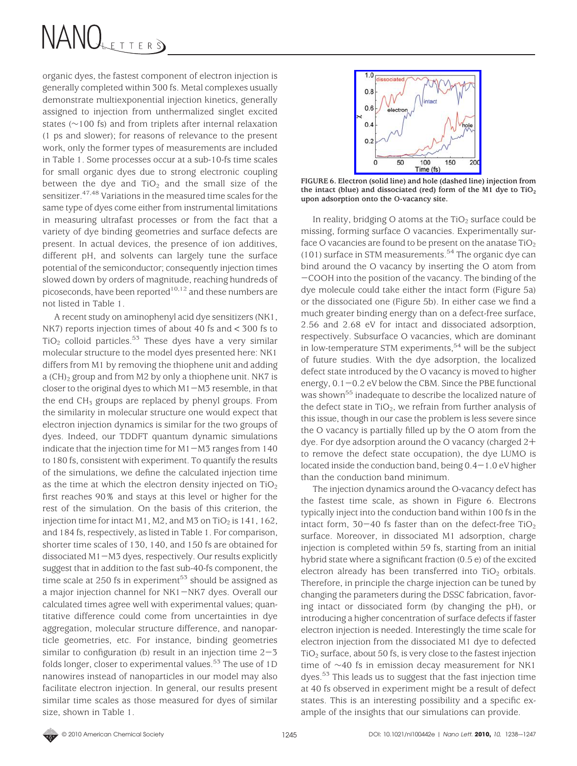organic dyes, the fastest component of electron injection is generally completed within 300 fs. Metal complexes usually demonstrate multiexponential injection kinetics, generally assigned to injection from unthermalized singlet excited states (∼100 fs) and from triplets after internal relaxation (1 ps and slower); for reasons of relevance to the present work, only the former types of measurements are included in Table 1. Some processes occur at a sub-10-fs time scales for small organic dyes due to strong electronic coupling between the dye and $TiO_2$ and the small size of the sensitizer.[47,48] Variations in the measured time scales for the same type of dyes come either from instrumental limitations in measuring ultrafast processes or from the fact that a variety of dye binding geometries and surface defects are present. In actual devices, the presence of ion additives, different pH, and solvents can largely tune the surface potential of the semiconductor; consequently injection times slowed down by orders of magnitude, reaching hundreds of picoseconds, have been reported[10,12] and these numbers are not listed in Table 1.

A recent study on aminophenyl acid dye sensitizers (NK1, NK7) reports injection times of about 40 fs and < 300 fs to $TiO_2$ colloid particles.[53] These dyes have a very similar molecular structure to the model dyes presented here: NK1 differs from M1 by removing the thiophene unit and adding a $(CH)_2$ group and from M2 by only a thiophene unit. NK7 is closer to the original dyes to which M1−M3 resemble, in that the end $CH_3$ groups are replaced by phenyl groups. From the similarity in molecular structure one would expect that electron injection dynamics is similar for the two groups of dyes. Indeed, our TDDFT quantum dynamic simulations indicate that the injection time for M1−M3 ranges from 140 to 180 fs, consistent with experiment. To quantify the results of the simulations, we define the calculated injection time as the time at which the electron density injected on $TiO_2$ first reaches 90% and stays at this level or higher for the rest of the simulation. On the basis of this criterion, the injection time for intact M1, M2, and M3 on $TiO_2$ is 141, 162, and 184 fs, respectively, as listed in Table 1. For comparison, shorter time scales of 130, 140, and 150 fs are obtained for dissociated M1−M3 dyes, respectively. Our results explicitly suggest that in addition to the fast sub-40-fs component, the time scale at 250 fs in experiment[53] should be assigned as a major injection channel for NK1−NK7 dyes. Overall our calculated times agree well with experimental values; quantitative difference could come from uncertainties in dye aggregation, molecular structure difference, and nanoparticle geometries, etc. For instance, binding geometries similar to configuration (b) result in an injection time 2−3 folds longer, closer to experimental values.[53] The use of 1D nanowires instead of nanoparticles in our model may also facilitate electron injection. In general, our results present similar time scales as those measured for dyes of similar size, shown in Table 1.

**FIGURE 6. Electron (solid line) and hole (dashed line) injection from the intact (blue) and dissociated (red) form of the M1 dye to $TiO_2$ upon adsorption onto the O-vacancy site.**

In reality, bridging O atoms at the $TiO_2$ surface could be missing, forming surface O vacancies. Experimentally surface O vacancies are found to be present on the anatase $TiO_2$ (101) surface in STM measurements.[54] The organic dye can bind around the O vacancy by inserting the O atom from −COOH into the position of the vacancy. The binding of the dye molecule could take either the intact form (Figure 5a) or the dissociated one (Figure 5b). In either case we find a much greater binding energy than on a defect-free surface, 2.56 and 2.68 eV for intact and dissociated adsorption, respectively. Subsurface O vacancies, which are dominant in low-temperature STM experiments,[54] will be the subject of future studies. With the dye adsorption, the localized defect state introduced by the O vacancy is moved to higher energy, 0.1−0.2 eV below the CBM. Since the PBE functional was shown[55] inadequate to describe the localized nature of the defect state in $TiO_2$, we refrain from further analysis of this issue, though in our case the problem is less severe since the O vacancy is partially filled up by the O atom from the dye. For dye adsorption around the O vacancy (charged 2+ to remove the defect state occupation), the dye LUMO is located inside the conduction band, being 0.4−1.0 eV higher than the conduction band minimum.

The injection dynamics around the O-vacancy defect has the fastest time scale, as shown in Figure 6. Electrons typically inject into the conduction band within 100 fs in the intact form, 30−40 fs faster than on the defect-free $TiO_2$ surface. Moreover, in dissociated M1 adsorption, charge injection is completed within 59 fs, starting from an initial hybrid state where a significant fraction (0.5 e) of the excited electron already has been transferred into $TiO_2$ orbitals. Therefore, in principle the charge injection can be tuned by changing the parameters during the DSSC fabrication, favoring intact or dissociated form (by changing the pH), or introducing a higher concentration of surface defects if faster electron injection is needed. Interestingly the time scale for electron injection from the dissociated M1 dye to defected $TiO_2$ surface, about 50 fs, is very close to the fastest injection time of ∼40 fs in emission decay measurement for NK1 dyes.[53] This leads us to suggest that the fast injection time at 40 fs observed in experiment might be a result of defect states. This is an interesting possibility and a specific example of the insights that our simulations can provide.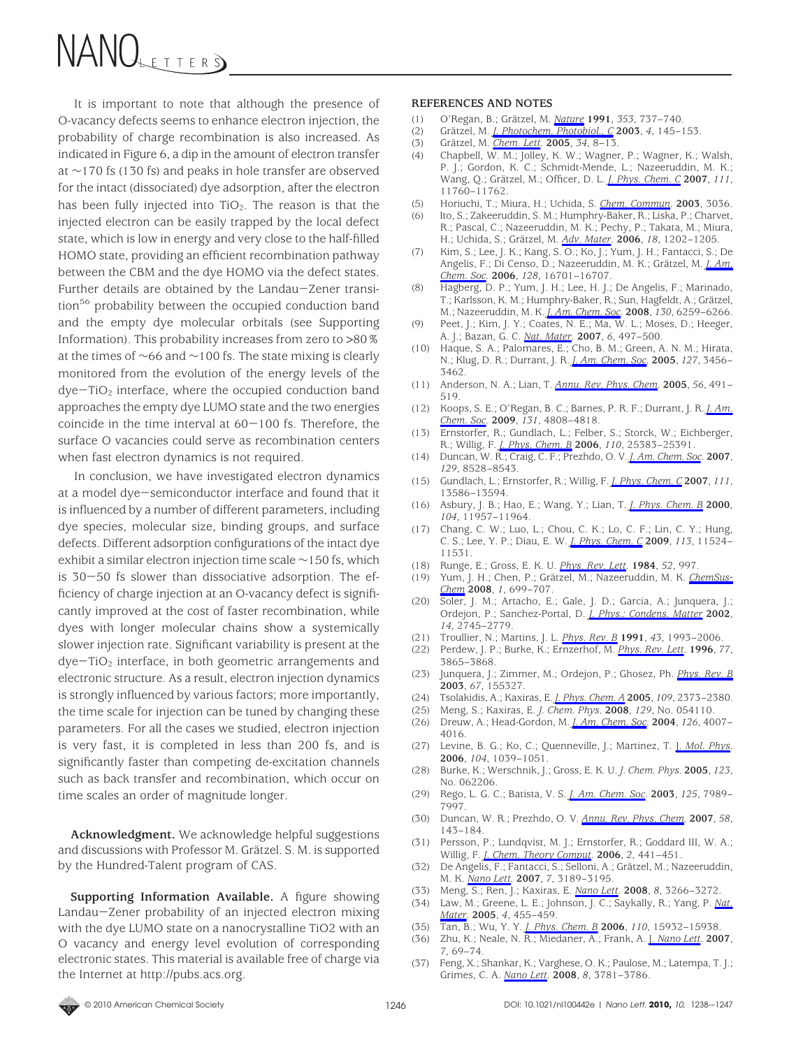It is important to note that although the presence of O-vacancy defects seems to enhance electron injection, the probability of charge recombination is also increased. As indicated in Figure 6, a dip in the amount of electron transfer at ~170 fs (130 fs) and peaks in hole transfer are observed for the intact (dissociated) dye adsorption, after the electron has been fully injected into $TiO_2$. The reason is that the injected electron can be easily trapped by the local defect state, which is low in energy and very close to the half-filled HOMO state, providing an efficient recombination pathway between the CBM and the dye HOMO via the defect states. Further details are obtained by the Landau–Zener transition[56] probability between the occupied conduction band and the empty dye molecular orbitals (see Supporting Information). This probability increases from zero to >80% at the times of ~66 and ~100 fs. The state mixing is clearly monitored from the evolution of the energy levels of the dye–$TiO_2$ interface, where the occupied conduction band approaches the empty dye LUMO state and the two energies coincide in the time interval at 60–100 fs. Therefore, the surface O vacancies could serve as recombination centers when fast electron dynamics is not required.

In conclusion, we have investigated electron dynamics at a model dye–semiconductor interface and found that it is influenced by a number of different parameters, including dye species, molecular size, binding groups, and surface defects. Different adsorption configurations of the intact dye exhibit a similar electron injection time scale ~150 fs, which is 30–50 fs slower than dissociative adsorption. The efficiency of charge injection at an O-vacancy defect is significantly improved at the cost of faster recombination, while dyes with longer molecular chains show a systemically slower injection rate. Significant variability is present at the dye–$TiO_2$ interface, in both geometric arrangements and electronic structure. As a result, electron injection dynamics is strongly influenced by various factors; more importantly, the time scale for injection can be tuned by changing these parameters. For all the cases we studied, electron injection is very fast, it is completed in less than 200 fs, and is significantly faster than competing de-excitation channels such as back transfer and recombination, which occur on time scales an order of magnitude longer.

**Acknowledgment.** We acknowledge helpful suggestions and discussions with Professor M. Grätzel. S. M. is supported by the Hundred-Talent program of CAS.

**Supporting Information Available.** A figure showing Landau–Zener probability of an injected electron mixing with the dye LUMO state on a nanocrystalline TiO2 with an O vacancy and energy level evolution of corresponding electronic states. This material is available free of charge via the Internet at http://pubs.acs.org.

## REFERENCES AND NOTES

(1) O'Regan, B.; Grätzel, M. *Nature* **1991**, *353*, 737–740.
(2) Grätzel, M. *J. Photochem. Photobiol., C* **2003**, *4*, 145–153.
(3) Grätzel, M. *Chem. Lett.* **2005**, *34*, 8–13.
(4) Chappbell, W. M.; Jolley, K. W.; Wagner, P.; Wagner, K.; Walsh, P. J.; Gordon, K. C.; Schmidt-Mende, L.; Nazeeruddin, M. K.; Wang, Q.; Grätzel, M.; Officer, D. L. *J. Phys. Chem. C* **2007**, *111*, 11760–11762.
(5) Horiuchi, T.; Miura, H.; Uchida, S. *Chem. Commun.* **2003**, 3036.
(6) Ito, S.; Zakeeruddin, S. M.; Humphry-Baker, R.; Liska, P.; Charvet, R.; Pascal, C.; Nazeeruddin, M. K.; Pechy, P.; Takata, M.; Miura, H.; Uchida, S.; Grätzel, M. *Adv. Mater.* **2006**, *18*, 1202–1205.
(7) Kim, S.; Lee, J. K.; Kang, S. O.; Ko, J.; Yum, J. H.; Fantacci, S.; De Angelis, F.; Di Censo, D.; Nazeeruddin, M. K.; Grätzel, M. *J. Am. Chem. Soc.* **2006**, *128*, 16701–16707.
(8) Hagberg, D. P.; Yum, J. H.; Lee, H. J.; De Angelis, F.; Marinado, T.; Karlsson, K. M.; Humphry-Baker, R.; Sun, Hagfeldt, A.; Grätzel, M.; Nazeeruddin, M. K. *J. Am. Chem. Soc.* **2008**, *130*, 6259–6266.
(9) Peet, J.; Kim, J. Y.; Coates, N. E.; Ma, W. L.; Moses, D.; Heeger, A. J.; Bazan, G. C. *Nat. Mater.* **2007**, *6*, 497–500.
(10) Haque, S. A.; Palomares, E.; Cho, B. M.; Green, A. N. M.; Hirata, N.; Klug, D. R.; Durrant, J. R. *J. Am. Chem. Soc.* **2005**, *127*, 3456–3462.
(11) Anderson, N. A.; Lian, T. *Annu. Rev. Phys. Chem.* **2005**, *56*, 491–519.
(12) Koops, S. E.; O'Regan, B. C.; Barnes, P. R. F.; Durrant, J. R. *J. Am. Chem. Soc.* **2009**, *131*, 4808–4818.
(13) Ernstorfer, R.; Gundlach, L.; Felber, S.; Storck, W.; Eichberger, R.; Willig, F. *J. Phys. Chem. B* **2006**, *110*, 25383–25391.
(14) Duncan, W. R.; Craig, C. F.; Prezhdo, O. V. *J. Am. Chem. Soc.* **2007**, *129*, 8528–8543.
(15) Gundlach, L.; Ernstorfer, R.; Willig, F. *J. Phys. Chem. C* **2007**, *111*, 13586–13594.
(16) Asbury, J. B.; Hao, E.; Wang, Y.; Lian, T. *J. Phys. Chem. B* **2000**, *104*, 11957–11964.
(17) Chang, C. W.; Luo, L.; Chou, C. K.; Lo, C. F.; Lin, C. Y.; Hung, C. S.; Lee, Y. P.; Diau, E. W. *J. Phys. Chem. C* **2009**, *113*, 11524–11531.
(18) Runge, E.; Gross, E. K. U. *Phys. Rev. Lett.* **1984**, *52*, 997.
(19) Yum, J. H.; Chen, P.; Grätzel, M.; Nazeeruddin, M. K. *ChemSusChem* **2008**, *1*, 699–707.
(20) Soler, J. M.; Artacho, E.; Gale, J. D.; Garcia, A.; Junquera, J.; Ordejon, P.; Sanchez-Portal, D. *J. Phys.: Condens. Matter* **2002**, *14*, 2745–2779.
(21) Troullier, N.; Martins, J. L. *Phys. Rev. B* **1991**, *43*, 1993–2006.
(22) Perdew, J. P.; Burke, K.; Ernzerhof, M. *Phys. Rev. Lett.* **1996**, *77*, 3865–3868.
(23) Junquera, J.; Zimmer, M.; Ordejon, P.; Ghosez, Ph. *Phys. Rev. B* **2003**, *67*, 155327.
(24) Tsolakidis, A.; Kaxiras, E. *J. Phys. Chem. A* **2005**, *109*, 2373–2380.
(25) Meng, S.; Kaxiras, E. *J. Chem. Phys.* **2008**, *129*, No. 054110.
(26) Dreuw, A.; Head-Gordon, M. *J. Am. Chem. Soc.* **2004**, *126*, 4007–4016.
(27) Levine, B. G.; Ko, C.; Quenneville, J.; Martinez, T. J. *Mol. Phys.* **2006**, *104*, 1039–1051.
(28) Burke, K.; Werschnik, J.; Gross, E. K. U. *J. Chem. Phys.* **2005**, *123*, No. 062206.
(29) Rego, L. G. C.; Batista, V. S. *J. Am. Chem. Soc.* **2003**, *125*, 7989–7997.
(30) Duncan, W. R.; Prezhdo, O. V. *Annu. Rev. Phys. Chem.* **2007**, *58*, 143–184.
(31) Persson, P.; Lundqvist, M. J.; Ernstorfer, R.; Goddard III, W. A.; Willig, F. *J. Chem. Theory Comput.* **2006**, *2*, 441–451.
(32) De Angelis, F.; Fantacci, S.; Selloni, A.; Grätzel, M.; Nazeeruddin, M. K. *Nano Lett.* **2007**, *7*, 3189–3195.
(33) Meng, S.; Ren, J.; Kaxiras, E. *Nano Lett.* **2008**, *8*, 3266–3272.
(34) Law, M.; Greene, L. E.; Johnson, J. C.; Saykally, R.; Yang, P. *Nat. Mater.* **2005**, *4*, 455–459.
(35) Tan, B.; Wu, Y. Y. *J. Phys. Chem. B* **2006**, *110*, 15932–15938.
(36) Zhu, K.; Neale, N. R.; Miedaner, A.; Frank, A. J. *Nano Lett.* **2007**, *7*, 69–74.
(37) Feng, X.; Shankar, K.; Varghese, O. K.; Paulose, M.; Latempa, T. J.; Grimes, C. A. *Nano Lett.* **2008**, *8*, 3781–3786.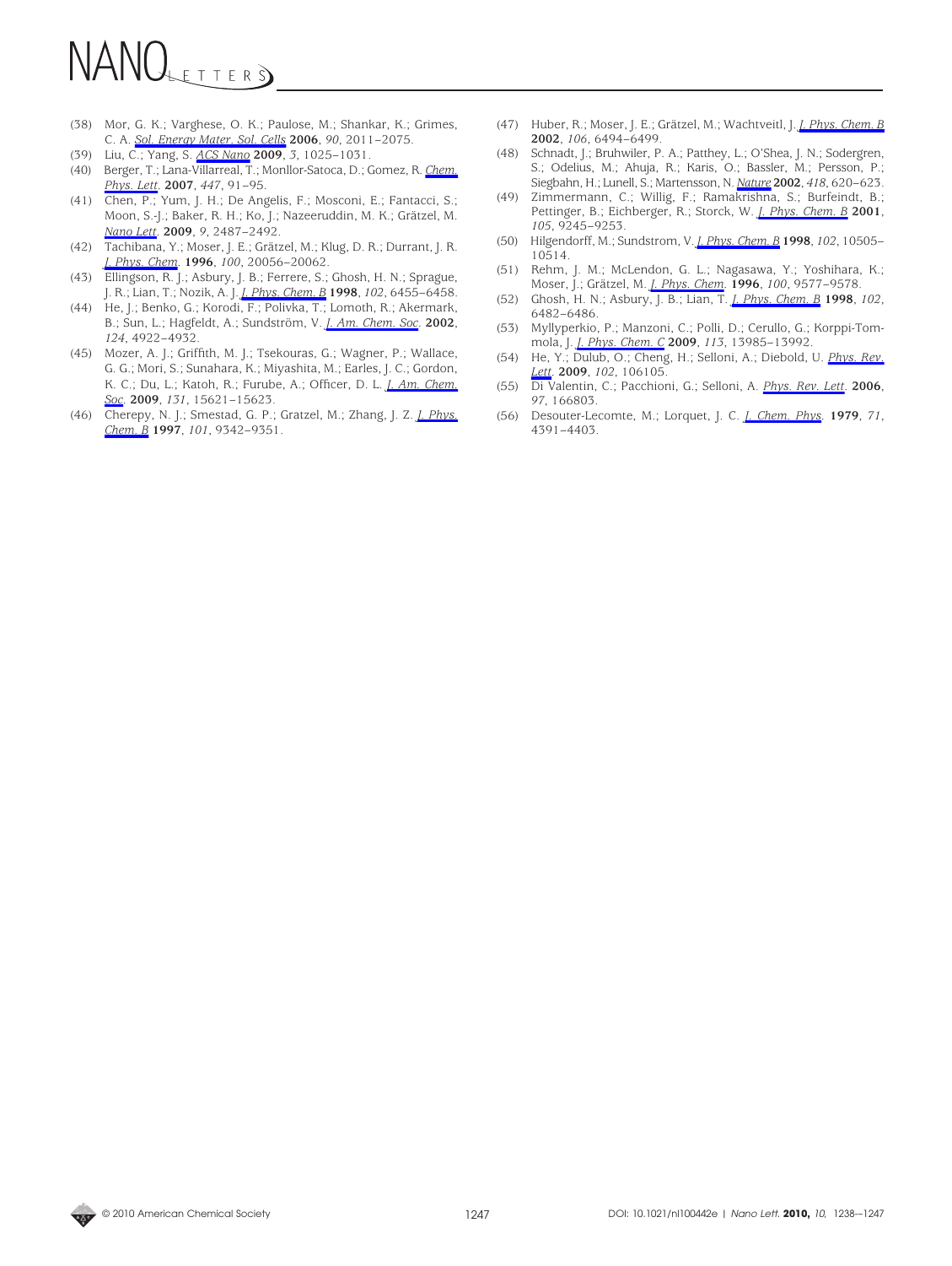(38) Mor, G. K.; Varghese, O. K.; Paulose, M.; Shankar, K.; Grimes, C. A. *Sol. Energy Mater. Sol. Cells* **2006**, *90*, 2011–2075.

(39) Liu, C.; Yang, S. *ACS Nano* **2009**, *3*, 1025–1031.

(40) Berger, T.; Lana-Villarreal, T.; Monllor-Satoca, D.; Gomez, R. *Chem. Phys. Lett.* **2007**, *447*, 91–95.

(41) Chen, P.; Yum, J. H.; De Angelis, F.; Mosconi, E.; Fantacci, S.; Moon, S.-J.; Baker, R. H.; Ko, J.; Nazeeruddin, M. K.; Grätzel, M. *Nano Lett.* **2009**, *9*, 2487–2492.

(42) Tachibana, Y.; Moser, J. E.; Grätzel, M.; Klug, D. R.; Durrant, J. R. *J. Phys. Chem.* **1996**, *100*, 20056–20062.

(43) Ellingson, R. J.; Asbury, J. B.; Ferrere, S.; Ghosh, H. N.; Sprague, J. R.; Lian, T.; Nozik, A. J. *J. Phys. Chem. B* **1998**, *102*, 6455–6458.

(44) He, J.; Benko, G.; Korodi, F.; Polivka, T.; Lomoth, R.; Akermark, B.; Sun, L.; Hagfeldt, A.; Sundström, V. *J. Am. Chem. Soc.* **2002**, *124*, 4922–4932.

(45) Mozer, A. J.; Griffith, M. J.; Tsekouras, G.; Wagner, P.; Wallace, G. G.; Mori, S.; Sunahara, K.; Miyashita, M.; Earles, J. C.; Gordon, K. C.; Du, L.; Katoh, R.; Furube, A.; Officer, D. L. *J. Am. Chem. Soc.* **2009**, *131*, 15621–15623.

(46) Cherepy, N. J.; Smestad, G. P.; Gratzel, M.; Zhang, J. Z. *J. Phys. Chem. B* **1997**, *101*, 9342–9351.

(47) Huber, R.; Moser, J. E.; Grätzel, M.; Wachtveitl, J. *J. Phys. Chem. B* **2002**, *106*, 6494–6499.

(48) Schnadt, J.; Bruhwiler, P. A.; Patthey, L.; O'Shea, J. N.; Sodergren, S.; Odelius, M.; Ahuja, R.; Karis, O.; Bassler, M.; Persson, P.; Siegbahn, H.; Lunell, S.; Martensson, N. *Nature* **2002**, *418*, 620–623.

(49) Zimmermann, C.; Willig, F.; Ramakrishna, S.; Burfeindt, B.; Pettinger, B.; Eichberger, R.; Storck, W. *J. Phys. Chem. B* **2001**, *105*, 9245–9253.

(50) Hilgendorff, M.; Sundstrom, V. *J. Phys. Chem. B* **1998**, *102*, 10505–10514.

(51) Rehm, J. M.; McLendon, G. L.; Nagasawa, Y.; Yoshihara, K.; Moser, J.; Grätzel, M. *J. Phys. Chem.* **1996**, *100*, 9577–9578.

(52) Ghosh, H. N.; Asbury, J. B.; Lian, T. *J. Phys. Chem. B* **1998**, *102*, 6482–6486.

(53) Myllyperkio, P.; Manzoni, C.; Polli, D.; Cerullo, G.; Korppi-Tommola, J. *J. Phys. Chem. C* **2009**, *113*, 13985–13992.

(54) He, Y.; Dulub, O.; Cheng, H.; Selloni, A.; Diebold, U. *Phys. Rev. Lett.* **2009**, *102*, 106105.

(55) Di Valentin, C.; Pacchioni, G.; Selloni, A. *Phys. Rev. Lett.* **2006**, *97*, 166803.

(56) Desouter-Lecomte, M.; Lorquet, J. C. *J. Chem. Phys.* **1979**, *71*, 4391–4403.